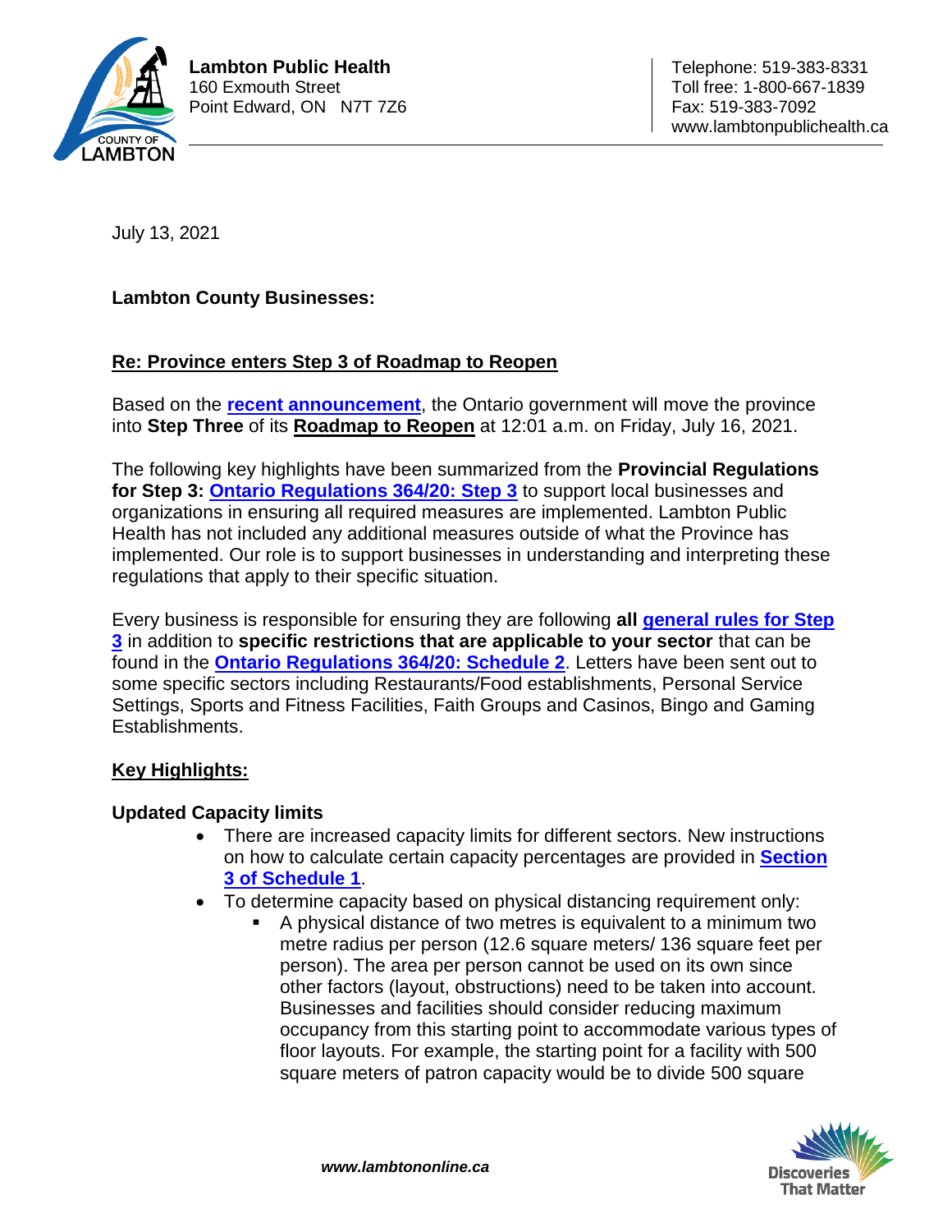**Lambton Public Health**
160 Exmouth Street
Point Edward, ON N7T 7Z6

Telephone: 519-383-8331
Toll free: 1-800-667-1839
Fax: 519-383-7092
www.lambtonpublichealth.ca

July 13, 2021

**Lambton County Businesses:**

**Re: Province enters Step 3 of Roadmap to Reopen**

Based on the **recent announcement**, the Ontario government will move the province into **Step Three** of its **Roadmap to Reopen** at 12:01 a.m. on Friday, July 16, 2021.

The following key highlights have been summarized from the **Provincial Regulations for Step 3: Ontario Regulations 364/20: Step 3** to support local businesses and organizations in ensuring all required measures are implemented. Lambton Public Health has not included any additional measures outside of what the Province has implemented. Our role is to support businesses in understanding and interpreting these regulations that apply to their specific situation.

Every business is responsible for ensuring they are following **all general rules for Step 3** in addition to **specific restrictions that are applicable to your sector** that can be found in the **Ontario Regulations 364/20: Schedule 2**. Letters have been sent out to some specific sectors including Restaurants/Food establishments, Personal Service Settings, Sports and Fitness Facilities, Faith Groups and Casinos, Bingo and Gaming Establishments.

**Key Highlights:**

**Updated Capacity limits**

- There are increased capacity limits for different sectors. New instructions on how to calculate certain capacity percentages are provided in **Section 3 of Schedule 1**.
- To determine capacity based on physical distancing requirement only:
  - A physical distance of two metres is equivalent to a minimum two metre radius per person (12.6 square meters/ 136 square feet per person). The area per person cannot be used on its own since other factors (layout, obstructions) need to be taken into account. Businesses and facilities should consider reducing maximum occupancy from this starting point to accommodate various types of floor layouts. For example, the starting point for a facility with 500 square meters of patron capacity would be to divide 500 square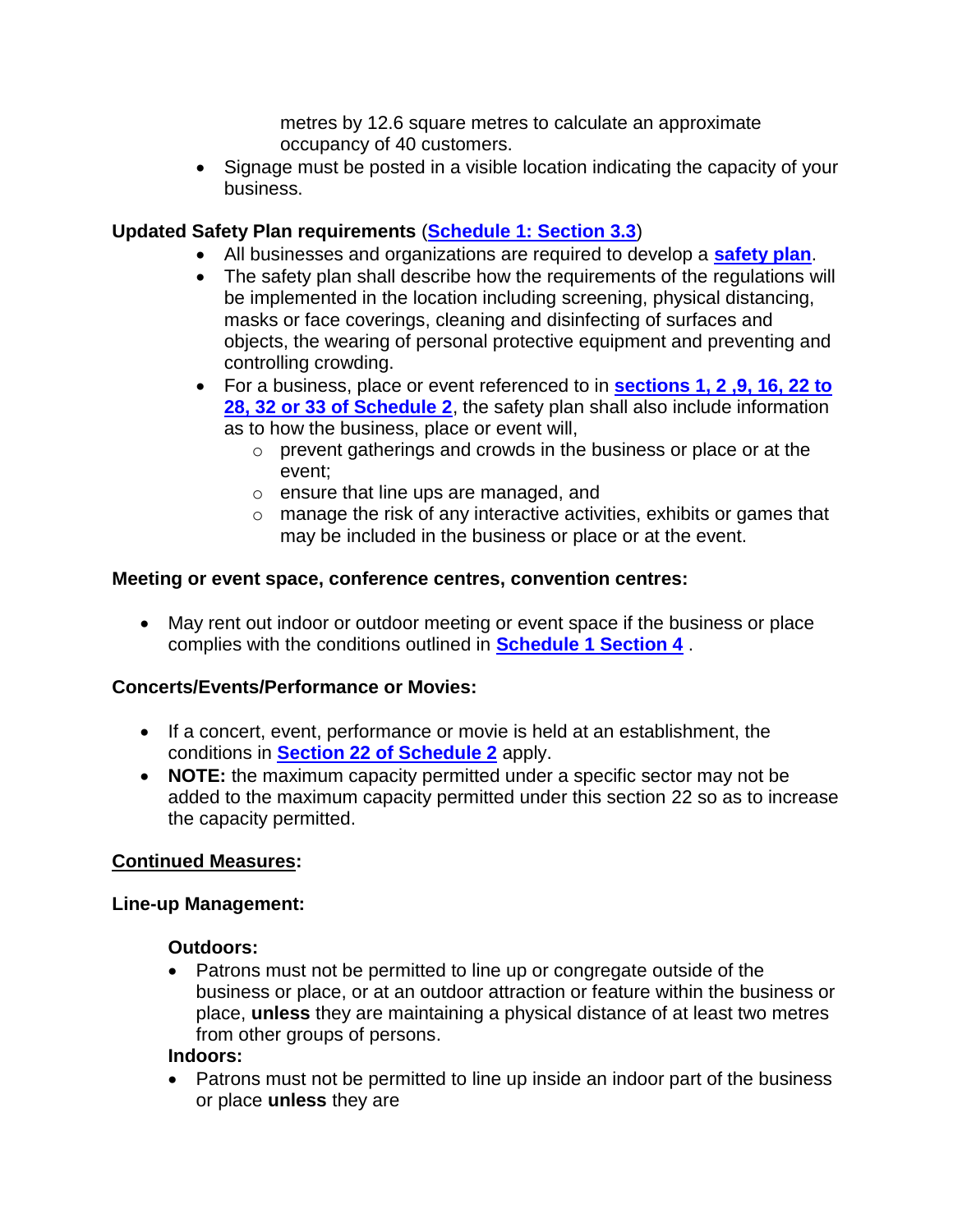metres by 12.6 square metres to calculate an approximate occupancy of 40 customers.

- Signage must be posted in a visible location indicating the capacity of your business.

**Updated Safety Plan requirements** (**Schedule 1: Section 3.3**)

- All businesses and organizations are required to develop a **safety plan**.
- The safety plan shall describe how the requirements of the regulations will be implemented in the location including screening, physical distancing, masks or face coverings, cleaning and disinfecting of surfaces and objects, the wearing of personal protective equipment and preventing and controlling crowding.
- For a business, place or event referenced to in **sections 1, 2 ,9, 16, 22 to 28, 32 or 33 of Schedule 2**, the safety plan shall also include information as to how the business, place or event will,
  - prevent gatherings and crowds in the business or place or at the event;
  - ensure that line ups are managed, and
  - manage the risk of any interactive activities, exhibits or games that may be included in the business or place or at the event.

**Meeting or event space, conference centres, convention centres:**

- May rent out indoor or outdoor meeting or event space if the business or place complies with the conditions outlined in **Schedule 1 Section 4** .

**Concerts/Events/Performance or Movies:**

- If a concert, event, performance or movie is held at an establishment, the conditions in **Section 22 of Schedule 2** apply.
- **NOTE:** the maximum capacity permitted under a specific sector may not be added to the maximum capacity permitted under this section 22 so as to increase the capacity permitted.

**Continued Measures:**

**Line-up Management:**

**Outdoors:**

- Patrons must not be permitted to line up or congregate outside of the business or place, or at an outdoor attraction or feature within the business or place, **unless** they are maintaining a physical distance of at least two metres from other groups of persons.

**Indoors:**

- Patrons must not be permitted to line up inside an indoor part of the business or place **unless** they are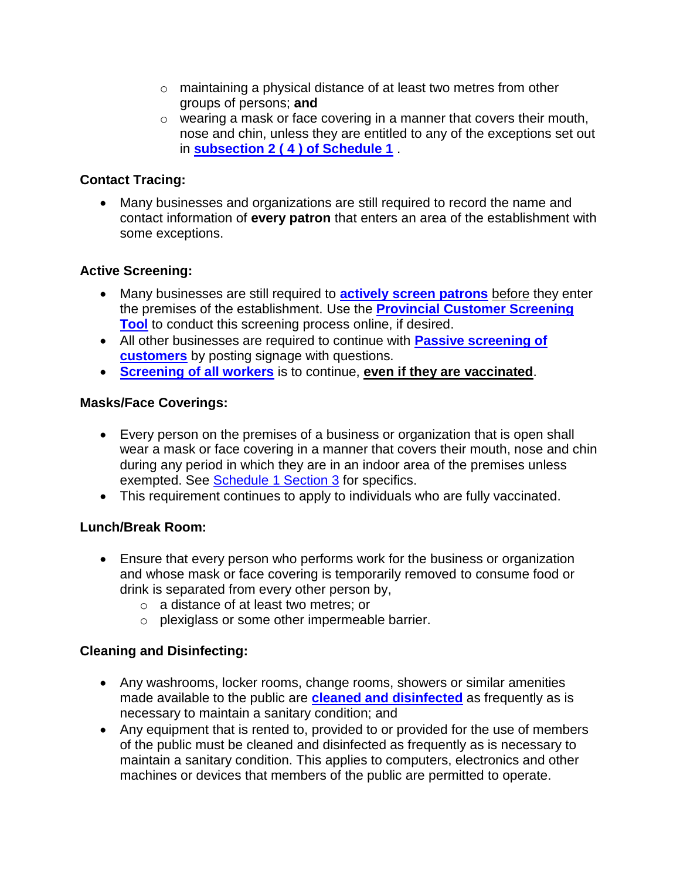- maintaining a physical distance of at least two metres from other groups of persons; **and**
  - wearing a mask or face covering in a manner that covers their mouth, nose and chin, unless they are entitled to any of the exceptions set out in **subsection 2 ( 4 ) of Schedule 1** .

**Contact Tracing:**

- Many businesses and organizations are still required to record the name and contact information of **every patron** that enters an area of the establishment with some exceptions.

**Active Screening:**

- Many businesses are still required to **actively screen patrons** before they enter the premises of the establishment. Use the **Provincial Customer Screening Tool** to conduct this screening process online, if desired.
- All other businesses are required to continue with **Passive screening of customers** by posting signage with questions.
- **Screening of all workers** is to continue, **even if they are vaccinated**.

**Masks/Face Coverings:**

- Every person on the premises of a business or organization that is open shall wear a mask or face covering in a manner that covers their mouth, nose and chin during any period in which they are in an indoor area of the premises unless exempted. See Schedule 1 Section 3 for specifics.
- This requirement continues to apply to individuals who are fully vaccinated.

**Lunch/Break Room:**

- Ensure that every person who performs work for the business or organization and whose mask or face covering is temporarily removed to consume food or drink is separated from every other person by,
  - a distance of at least two metres; or
  - plexiglass or some other impermeable barrier.

**Cleaning and Disinfecting:**

- Any washrooms, locker rooms, change rooms, showers or similar amenities made available to the public are **cleaned and disinfected** as frequently as is necessary to maintain a sanitary condition; and
- Any equipment that is rented to, provided to or provided for the use of members of the public must be cleaned and disinfected as frequently as is necessary to maintain a sanitary condition. This applies to computers, electronics and other machines or devices that members of the public are permitted to operate.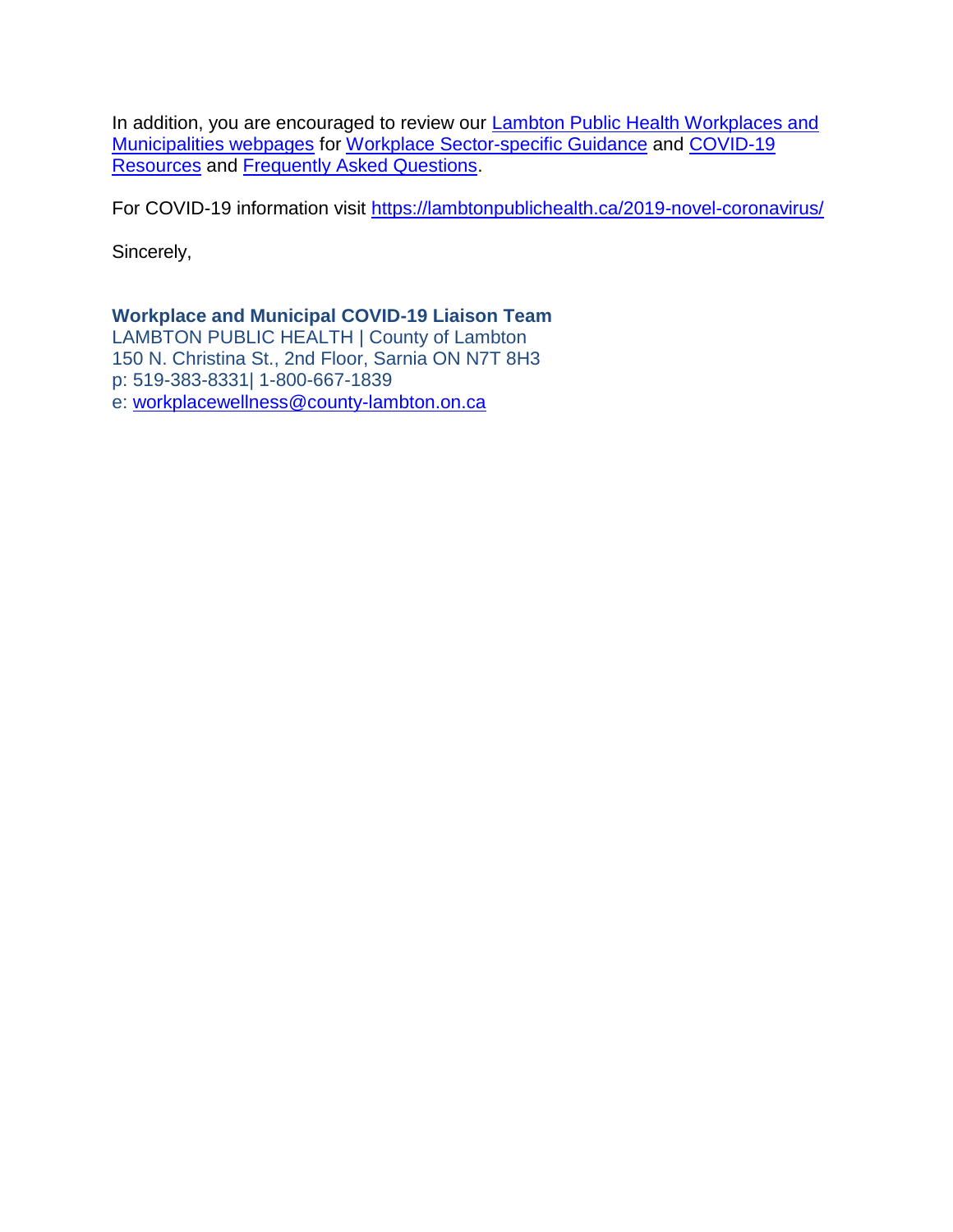In addition, you are encouraged to review our Lambton Public Health Workplaces and Municipalities webpages for Workplace Sector-specific Guidance and COVID-19 Resources and Frequently Asked Questions.

For COVID-19 information visit https://lambtonpublichealth.ca/2019-novel-coronavirus/

Sincerely,

**Workplace and Municipal COVID-19 Liaison Team**
LAMBTON PUBLIC HEALTH | County of Lambton
150 N. Christina St., 2nd Floor, Sarnia ON N7T 8H3
p: 519-383-8331| 1-800-667-1839
e: workplacewellness@county-lambton.on.ca